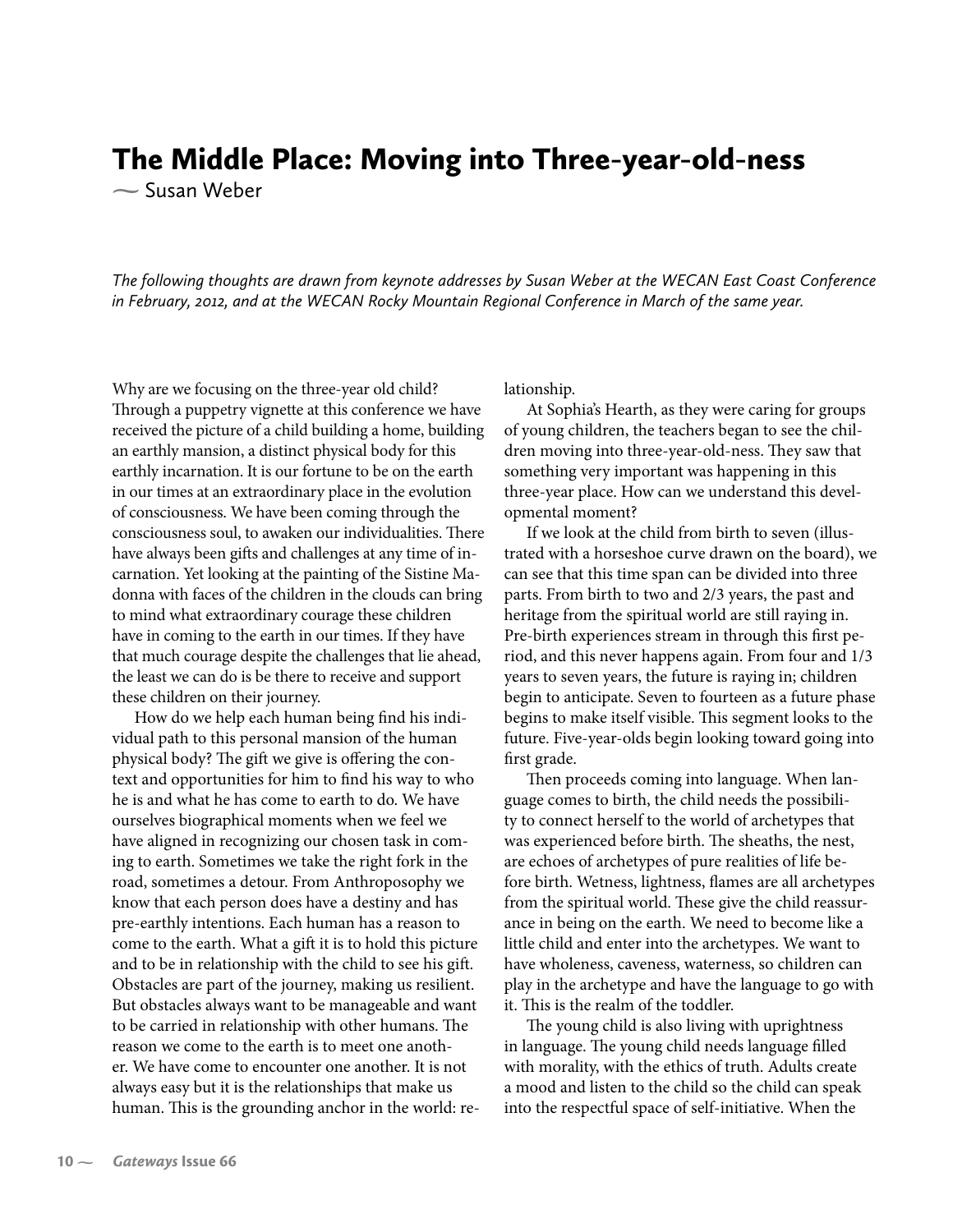# The Middle Place: Moving into Three-year-old-ness

~ Susan Weber

*The following thoughts are drawn from keynote addresses by Susan Weber at the WECAN East Coast Conference in February, 2012, and at the WECAN Rocky Mountain Regional Conference in March of the same year.*

Why are we focusing on the three-year old child? Through a puppetry vignette at this conference we have received the picture of a child building a home, building an earthly mansion, a distinct physical body for this earthly incarnation. It is our fortune to be on the earth in our times at an extraordinary place in the evolution of consciousness. We have been coming through the consciousness soul, to awaken our individualities. There have always been gifts and challenges at any time of incarnation. Yet looking at the painting of the Sistine Madonna with faces of the children in the clouds can bring to mind what extraordinary courage these children have in coming to the earth in our times. If they have that much courage despite the challenges that lie ahead, the least we can do is be there to receive and support these children on their journey.

How do we help each human being find his individual path to this personal mansion of the human physical body? The gift we give is offering the context and opportunities for him to find his way to who he is and what he has come to earth to do. We have ourselves biographical moments when we feel we have aligned in recognizing our chosen task in coming to earth. Sometimes we take the right fork in the road, sometimes a detour. From Anthroposophy we know that each person does have a destiny and has pre-earthly intentions. Each human has a reason to come to the earth. What a gift it is to hold this picture and to be in relationship with the child to see his gift. Obstacles are part of the journey, making us resilient. But obstacles always want to be manageable and want to be carried in relationship with other humans. The reason we come to the earth is to meet one another. We have come to encounter one another. It is not always easy but it is the relationships that make us human. This is the grounding anchor in the world: relationship.

At Sophia's Hearth, as they were caring for groups of young children, the teachers began to see the children moving into three-year-old-ness. They saw that something very important was happening in this three-year place. How can we understand this developmental moment?

If we look at the child from birth to seven (illustrated with a horseshoe curve drawn on the board), we can see that this time span can be divided into three parts. From birth to two and 2/3 years, the past and heritage from the spiritual world are still raying in. Pre-birth experiences stream in through this first period, and this never happens again. From four and 1/3 years to seven years, the future is raying in; children begin to anticipate. Seven to fourteen as a future phase begins to make itself visible. This segment looks to the future. Five-year-olds begin looking toward going into first grade.

Then proceeds coming into language. When language comes to birth, the child needs the possibility to connect herself to the world of archetypes that was experienced before birth. The sheaths, the nest, are echoes of archetypes of pure realities of life before birth. Wetness, lightness, flames are all archetypes from the spiritual world. These give the child reassurance in being on the earth. We need to become like a little child and enter into the archetypes. We want to have wholeness, caveness, waterness, so children can play in the archetype and have the language to go with it. This is the realm of the toddler.

The young child is also living with uprightness in language. The young child needs language filled with morality, with the ethics of truth. Adults create a mood and listen to the child so the child can speak into the respectful space of self-initiative. When the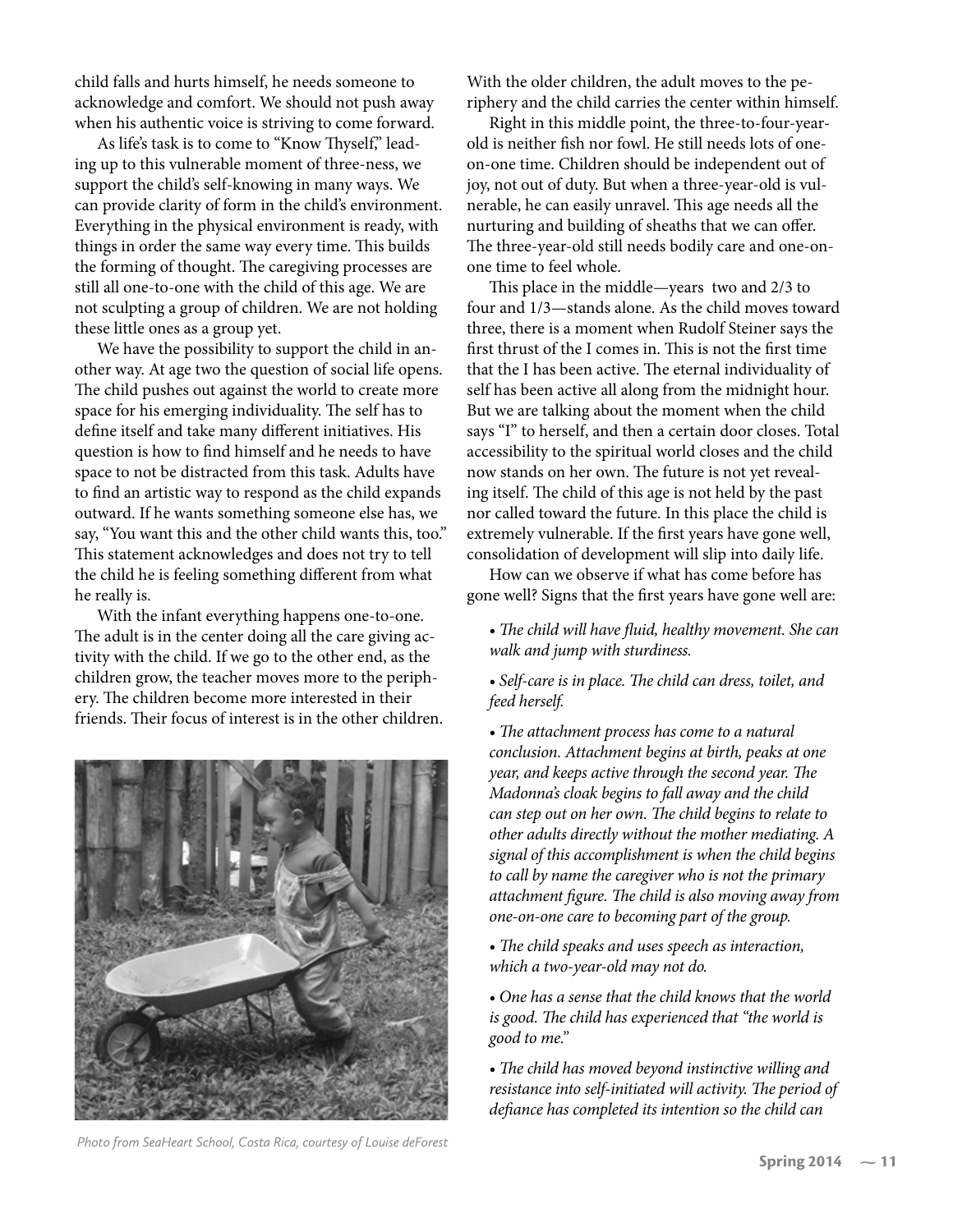child falls and hurts himself, he needs someone to acknowledge and comfort. We should not push away when his authentic voice is striving to come forward.

As life's task is to come to "Know Thyself," leading up to this vulnerable moment of three-ness, we support the child's self-knowing in many ways. We can provide clarity of form in the child's environment. Everything in the physical environment is ready, with things in order the same way every time. This builds the forming of thought. The caregiving processes are still all one-to-one with the child of this age. We are not sculpting a group of children. We are not holding these little ones as a group yet.

We have the possibility to support the child in another way. At age two the question of social life opens. The child pushes out against the world to create more space for his emerging individuality. The self has to define itself and take many different initiatives. His question is how to find himself and he needs to have space to not be distracted from this task. Adults have to find an artistic way to respond as the child expands outward. If he wants something someone else has, we say, "You want this and the other child wants this, too." This statement acknowledges and does not try to tell the child he is feeling something different from what he really is.

With the infant everything happens one-to-one. The adult is in the center doing all the care giving activity with the child. If we go to the other end, as the children grow, the teacher moves more to the periphery. The children become more interested in their friends. Their focus of interest is in the other children.

*Photo from SeaHeart School, Costa Rica, courtesy of Louise deForest*

With the older children, the adult moves to the periphery and the child carries the center within himself.

Right in this middle point, the three-to-four-year-old is neither fish nor fowl. He still needs lots of one-on-one time. Children should be independent out of joy, not out of duty. But when a three-year-old is vulnerable, he can easily unravel. This age needs all the nurturing and building of sheaths that we can offer. The three-year-old still needs bodily care and one-on-one time to feel whole.

This place in the middle—years two and 2/3 to four and 1/3—stands alone. As the child moves toward three, there is a moment when Rudolf Steiner says the first thrust of the I comes in. This is not the first time that the I has been active. The eternal individuality of self has been active all along from the midnight hour. But we are talking about the moment when the child says "I" to herself, and then a certain door closes. Total accessibility to the spiritual world closes and the child now stands on her own. The future is not yet revealing itself. The child of this age is not held by the past nor called toward the future. In this place the child is extremely vulnerable. If the first years have gone well, consolidation of development will slip into daily life.

How can we observe if what has come before has gone well? Signs that the first years have gone well are:

- *The child will have fluid, healthy movement. She can walk and jump with sturdiness.*
- *Self-care is in place. The child can dress, toilet, and feed herself.*
- *The attachment process has come to a natural conclusion. Attachment begins at birth, peaks at one year, and keeps active through the second year. The Madonna's cloak begins to fall away and the child can step out on her own. The child begins to relate to other adults directly without the mother mediating. A signal of this accomplishment is when the child begins to call by name the caregiver who is not the primary attachment figure. The child is also moving away from one-on-one care to becoming part of the group.*
- *The child speaks and uses speech as interaction, which a two-year-old may not do.*
- *One has a sense that the child knows that the world is good. The child has experienced that "the world is good to me."*
- *The child has moved beyond instinctive willing and resistance into self-initiated will activity. The period of defiance has completed its intention so the child can*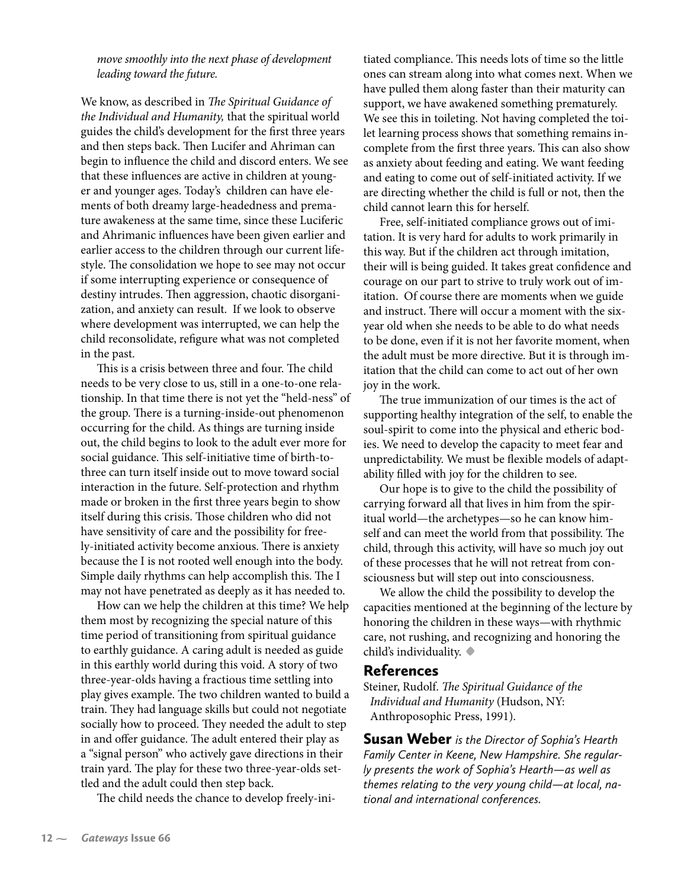*move smoothly into the next phase of development leading toward the future.*

We know, as described in *The Spiritual Guidance of the Individual and Humanity,* that the spiritual world guides the child's development for the first three years and then steps back. Then Lucifer and Ahriman can begin to influence the child and discord enters. We see that these influences are active in children at younger and younger ages. Today's children can have elements of both dreamy large-headedness and premature awakeness at the same time, since these Luciferic and Ahrimanic influences have been given earlier and earlier access to the children through our current lifestyle. The consolidation we hope to see may not occur if some interrupting experience or consequence of destiny intrudes. Then aggression, chaotic disorganization, and anxiety can result. If we look to observe where development was interrupted, we can help the child reconsolidate, refigure what was not completed in the past.

This is a crisis between three and four. The child needs to be very close to us, still in a one-to-one relationship. In that time there is not yet the "held-ness" of the group. There is a turning-inside-out phenomenon occurring for the child. As things are turning inside out, the child begins to look to the adult ever more for social guidance. This self-initiative time of birth-to-three can turn itself inside out to move toward social interaction in the future. Self-protection and rhythm made or broken in the first three years begin to show itself during this crisis. Those children who did not have sensitivity of care and the possibility for freely-initiated activity become anxious. There is anxiety because the I is not rooted well enough into the body. Simple daily rhythms can help accomplish this. The I may not have penetrated as deeply as it has needed to.

How can we help the children at this time? We help them most by recognizing the special nature of this time period of transitioning from spiritual guidance to earthly guidance. A caring adult is needed as guide in this earthly world during this void. A story of two three-year-olds having a fractious time settling into play gives example. The two children wanted to build a train. They had language skills but could not negotiate socially how to proceed. They needed the adult to step in and offer guidance. The adult entered their play as a "signal person" who actively gave directions in their train yard. The play for these two three-year-olds settled and the adult could then step back.

The child needs the chance to develop freely-initiated compliance. This needs lots of time so the little ones can stream along into what comes next. When we have pulled them along faster than their maturity can support, we have awakened something prematurely. We see this in toileting. Not having completed the toilet learning process shows that something remains incomplete from the first three years. This can also show as anxiety about feeding and eating. We want feeding and eating to come out of self-initiated activity. If we are directing whether the child is full or not, then the child cannot learn this for herself.

Free, self-initiated compliance grows out of imitation. It is very hard for adults to work primarily in this way. But if the children act through imitation, their will is being guided. It takes great confidence and courage on our part to strive to truly work out of imitation. Of course there are moments when we guide and instruct. There will occur a moment with the six-year old when she needs to be able to do what needs to be done, even if it is not her favorite moment, when the adult must be more directive. But it is through imitation that the child can come to act out of her own joy in the work.

The true immunization of our times is the act of supporting healthy integration of the self, to enable the soul-spirit to come into the physical and etheric bodies. We need to develop the capacity to meet fear and unpredictability. We must be flexible models of adaptability filled with joy for the children to see.

Our hope is to give to the child the possibility of carrying forward all that lives in him from the spiritual world—the archetypes—so he can know himself and can meet the world from that possibility. The child, through this activity, will have so much joy out of these processes that he will not retreat from consciousness but will step out into consciousness.

We allow the child the possibility to develop the capacities mentioned at the beginning of the lecture by honoring the children in these ways—with rhythmic care, not rushing, and recognizing and honoring the child's individuality. ◆

## References

Steiner, Rudolf. *The Spiritual Guidance of the Individual and Humanity* (Hudson, NY: Anthroposophic Press, 1991).

**Susan Weber** *is the Director of Sophia's Hearth Family Center in Keene, New Hampshire. She regularly presents the work of Sophia's Hearth—as well as themes relating to the very young child—at local, national and international conferences.*